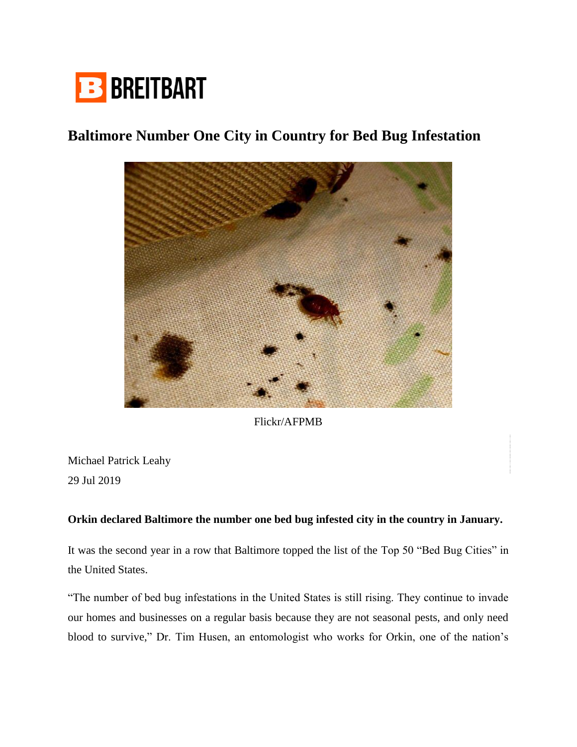BREITBART

# Baltimore Number One City in Country for Bed Bug Infestation

Flickr/AFPMB

Michael Patrick Leahy

29 Jul 2019

**Orkin declared Baltimore the number one bed bug infested city in the country in January.**

It was the second year in a row that Baltimore topped the list of the Top 50 "Bed Bug Cities" in the United States.

"The number of bed bug infestations in the United States is still rising. They continue to invade our homes and businesses on a regular basis because they are not seasonal pests, and only need blood to survive," Dr. Tim Husen, an entomologist who works for Orkin, one of the nation's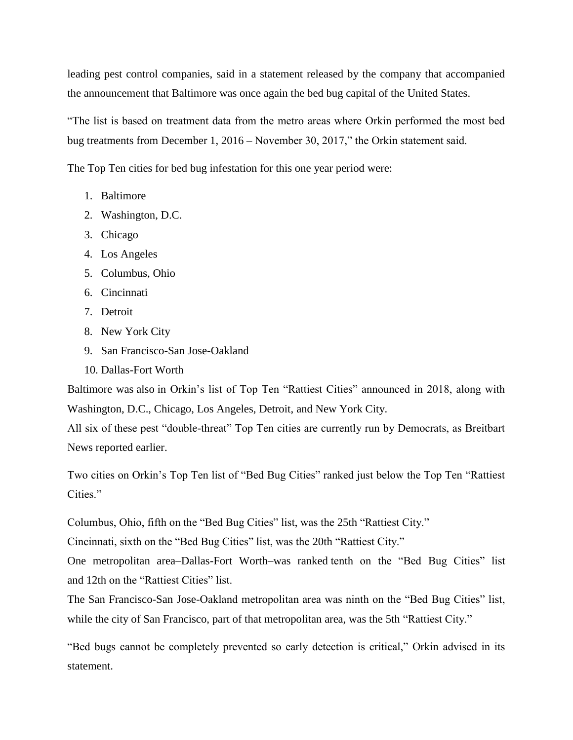leading pest control companies, said in a statement released by the company that accompanied the announcement that Baltimore was once again the bed bug capital of the United States.

"The list is based on treatment data from the metro areas where Orkin performed the most bed bug treatments from December 1, 2016 – November 30, 2017," the Orkin statement said.

The Top Ten cities for bed bug infestation for this one year period were:

1. Baltimore
2. Washington, D.C.
3. Chicago
4. Los Angeles
5. Columbus, Ohio
6. Cincinnati
7. Detroit
8. New York City
9. San Francisco-San Jose-Oakland
10. Dallas-Fort Worth

Baltimore was also in Orkin's list of Top Ten "Rattiest Cities" announced in 2018, along with Washington, D.C., Chicago, Los Angeles, Detroit, and New York City.

All six of these pest "double-threat" Top Ten cities are currently run by Democrats, as Breitbart News reported earlier.

Two cities on Orkin's Top Ten list of "Bed Bug Cities" ranked just below the Top Ten "Rattiest Cities."

Columbus, Ohio, fifth on the "Bed Bug Cities" list, was the 25th "Rattiest City."

Cincinnati, sixth on the "Bed Bug Cities" list, was the 20th "Rattiest City."

One metropolitan area–Dallas-Fort Worth–was ranked tenth on the "Bed Bug Cities" list and 12th on the "Rattiest Cities" list.

The San Francisco-San Jose-Oakland metropolitan area was ninth on the "Bed Bug Cities" list, while the city of San Francisco, part of that metropolitan area, was the 5th "Rattiest City."

"Bed bugs cannot be completely prevented so early detection is critical," Orkin advised in its statement.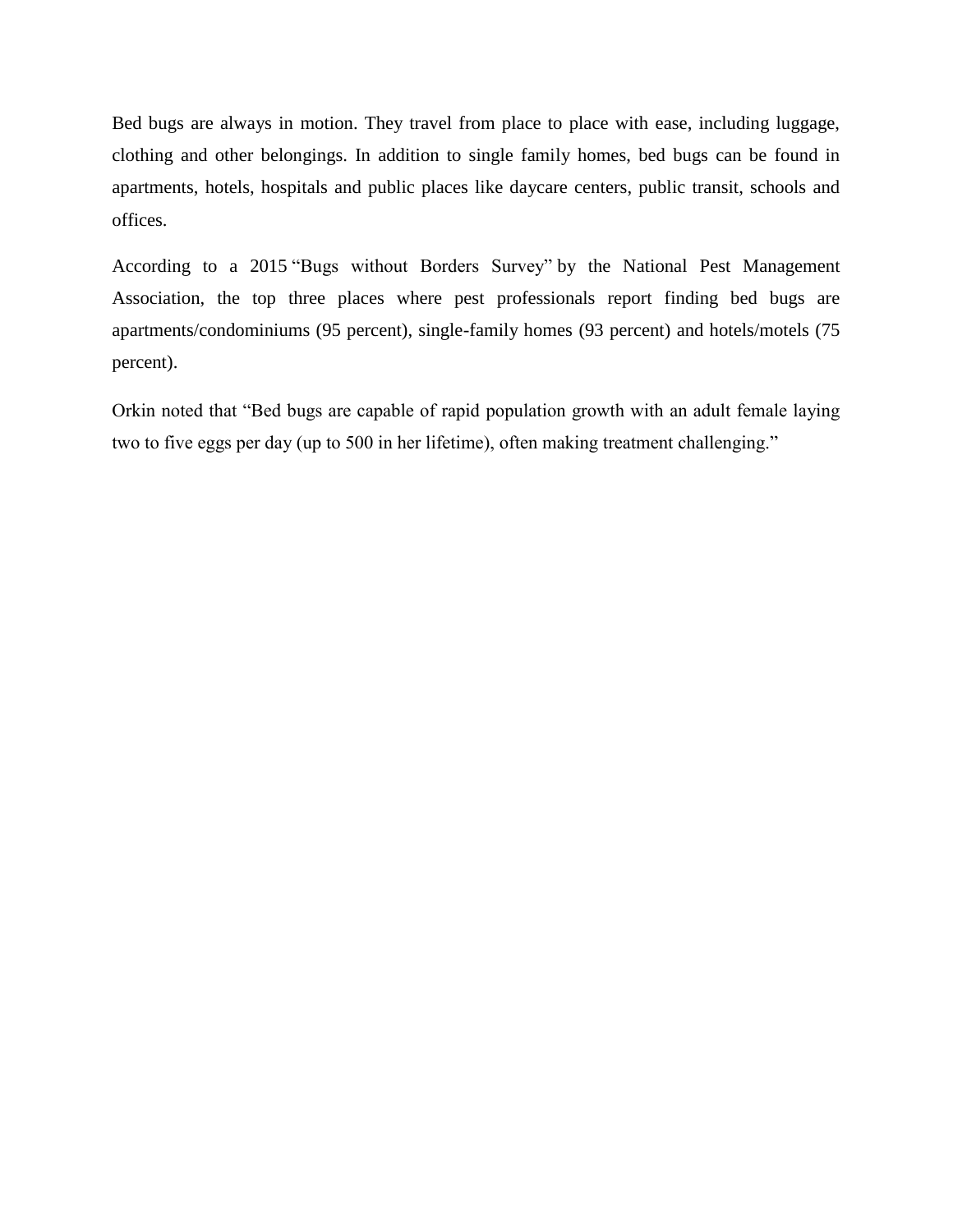Bed bugs are always in motion. They travel from place to place with ease, including luggage, clothing and other belongings. In addition to single family homes, bed bugs can be found in apartments, hotels, hospitals and public places like daycare centers, public transit, schools and offices.

According to a 2015 "Bugs without Borders Survey" by the National Pest Management Association, the top three places where pest professionals report finding bed bugs are apartments/condominiums (95 percent), single-family homes (93 percent) and hotels/motels (75 percent).

Orkin noted that "Bed bugs are capable of rapid population growth with an adult female laying two to five eggs per day (up to 500 in her lifetime), often making treatment challenging."